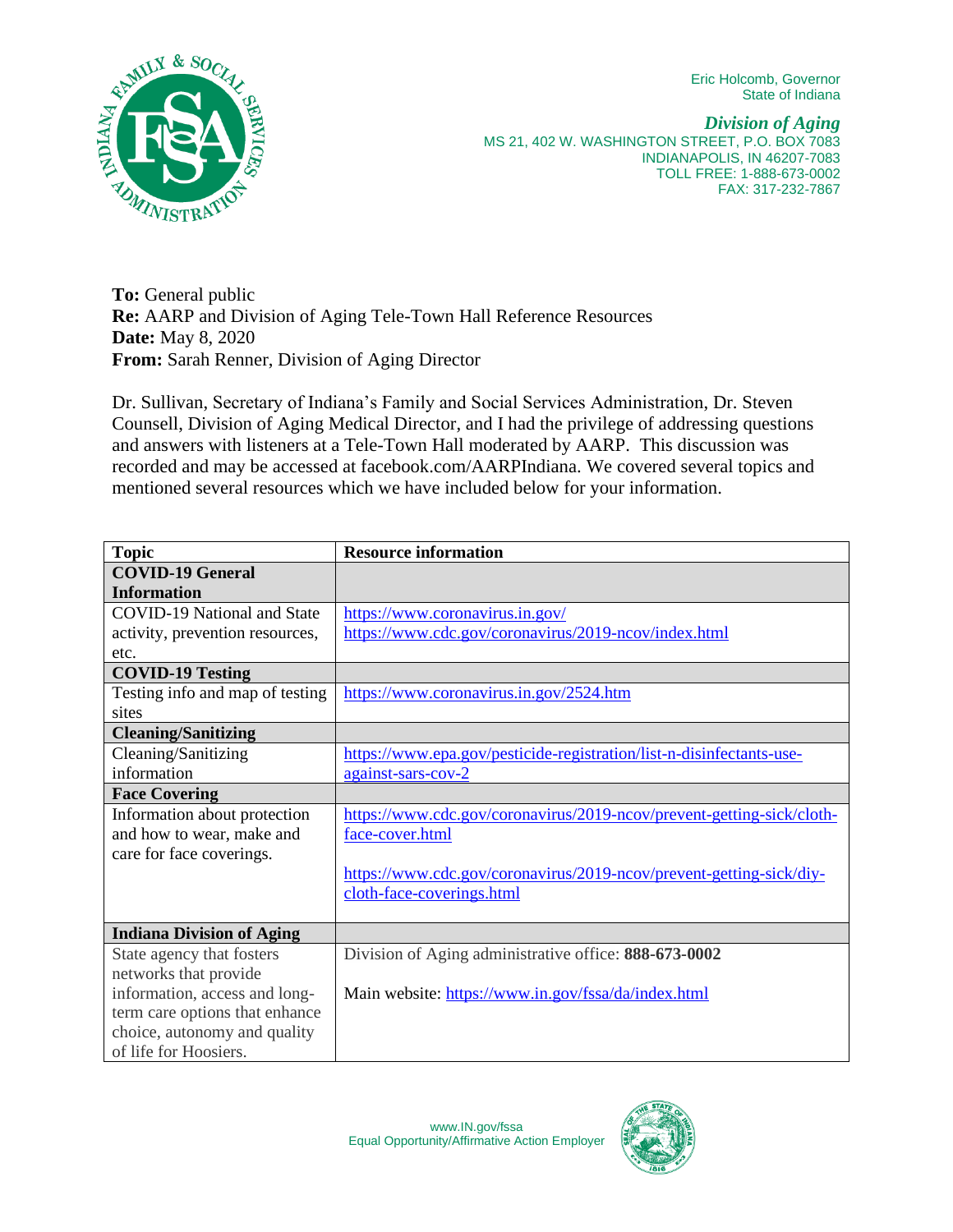Eric Holcomb, Governor
State of Indiana

***Division of Aging***
MS 21, 402 W. WASHINGTON STREET, P.O. BOX 7083
INDIANAPOLIS, IN 46207-7083
TOLL FREE: 1-888-673-0002
FAX: 317-232-7867

**To:** General public
**Re:** AARP and Division of Aging Tele-Town Hall Reference Resources
**Date:** May 8, 2020
**From:** Sarah Renner, Division of Aging Director

Dr. Sullivan, Secretary of Indiana's Family and Social Services Administration, Dr. Steven Counsell, Division of Aging Medical Director, and I had the privilege of addressing questions and answers with listeners at a Tele-Town Hall moderated by AARP. This discussion was recorded and may be accessed at facebook.com/AARPIndiana. We covered several topics and mentioned several resources which we have included below for your information.

| Topic | Resource information |
|---|---|
| **COVID-19 General Information** | |
| COVID-19 National and State activity, prevention resources, etc. | https://www.coronavirus.in.gov/<br>https://www.cdc.gov/coronavirus/2019-ncov/index.html |
| **COVID-19 Testing** | |
| Testing info and map of testing sites | https://www.coronavirus.in.gov/2524.htm |
| **Cleaning/Sanitizing** | |
| Cleaning/Sanitizing information | https://www.epa.gov/pesticide-registration/list-n-disinfectants-use-against-sars-cov-2 |
| **Face Covering** | |
| Information about protection and how to wear, make and care for face coverings. | https://www.cdc.gov/coronavirus/2019-ncov/prevent-getting-sick/cloth-face-cover.html<br><br>https://www.cdc.gov/coronavirus/2019-ncov/prevent-getting-sick/diy-cloth-face-coverings.html |
| **Indiana Division of Aging** | |
| State agency that fosters networks that provide information, access and long-term care options that enhance choice, autonomy and quality of life for Hoosiers. | Division of Aging administrative office: **888-673-0002**<br><br>Main website: https://www.in.gov/fssa/da/index.html |

www.IN.gov/fssa
Equal Opportunity/Affirmative Action Employer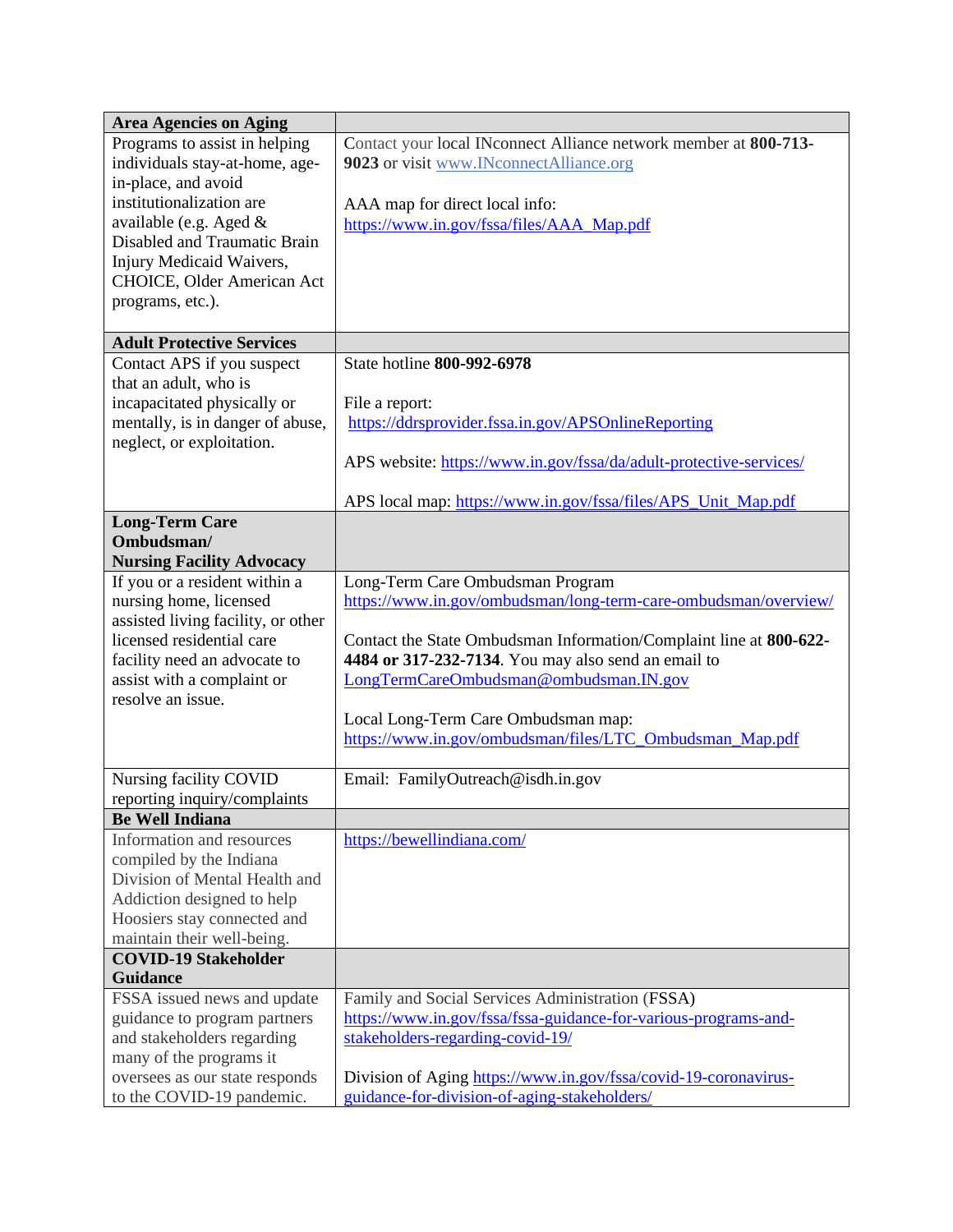| Area Agencies on Aging | |
|---|---|
| Programs to assist in helping individuals stay-at-home, age-in-place, and avoid institutionalization are available (e.g. Aged & Disabled and Traumatic Brain Injury Medicaid Waivers, CHOICE, Older American Act programs, etc.). | Contact your local INconnect Alliance network member at **800-713-9023** or visit www.INconnectAlliance.org<br><br>AAA map for direct local info: https://www.in.gov/fssa/files/AAA_Map.pdf |
| **Adult Protective Services** | |
| Contact APS if you suspect that an adult, who is incapacitated physically or mentally, is in danger of abuse, neglect, or exploitation. | State hotline **800-992-6978**<br><br>File a report: https://ddrsprovider.fssa.in.gov/APSOnlineReporting<br><br>APS website: https://www.in.gov/fssa/da/adult-protective-services/<br><br>APS local map: https://www.in.gov/fssa/files/APS_Unit_Map.pdf |
| **Long-Term Care Ombudsman/ Nursing Facility Advocacy** | |
| If you or a resident within a nursing home, licensed assisted living facility, or other licensed residential care facility need an advocate to assist with a complaint or resolve an issue. | Long-Term Care Ombudsman Program https://www.in.gov/ombudsman/long-term-care-ombudsman/overview/<br><br>Contact the State Ombudsman Information/Complaint line at **800-622-4484 or 317-232-7134**. You may also send an email to LongTermCareOmbudsman@ombudsman.IN.gov<br><br>Local Long-Term Care Ombudsman map: https://www.in.gov/ombudsman/files/LTC_Ombudsman_Map.pdf |
| Nursing facility COVID reporting inquiry/complaints | Email: FamilyOutreach@isdh.in.gov |
| **Be Well Indiana** | |
| Information and resources compiled by the Indiana Division of Mental Health and Addiction designed to help Hoosiers stay connected and maintain their well-being. | https://bewellindiana.com/ |
| **COVID-19 Stakeholder Guidance** | |
| FSSA issued news and update guidance to program partners and stakeholders regarding many of the programs it oversees as our state responds to the COVID-19 pandemic. | Family and Social Services Administration (FSSA) https://www.in.gov/fssa/fssa-guidance-for-various-programs-and-stakeholders-regarding-covid-19/<br><br>Division of Aging https://www.in.gov/fssa/covid-19-coronavirus-guidance-for-division-of-aging-stakeholders/ |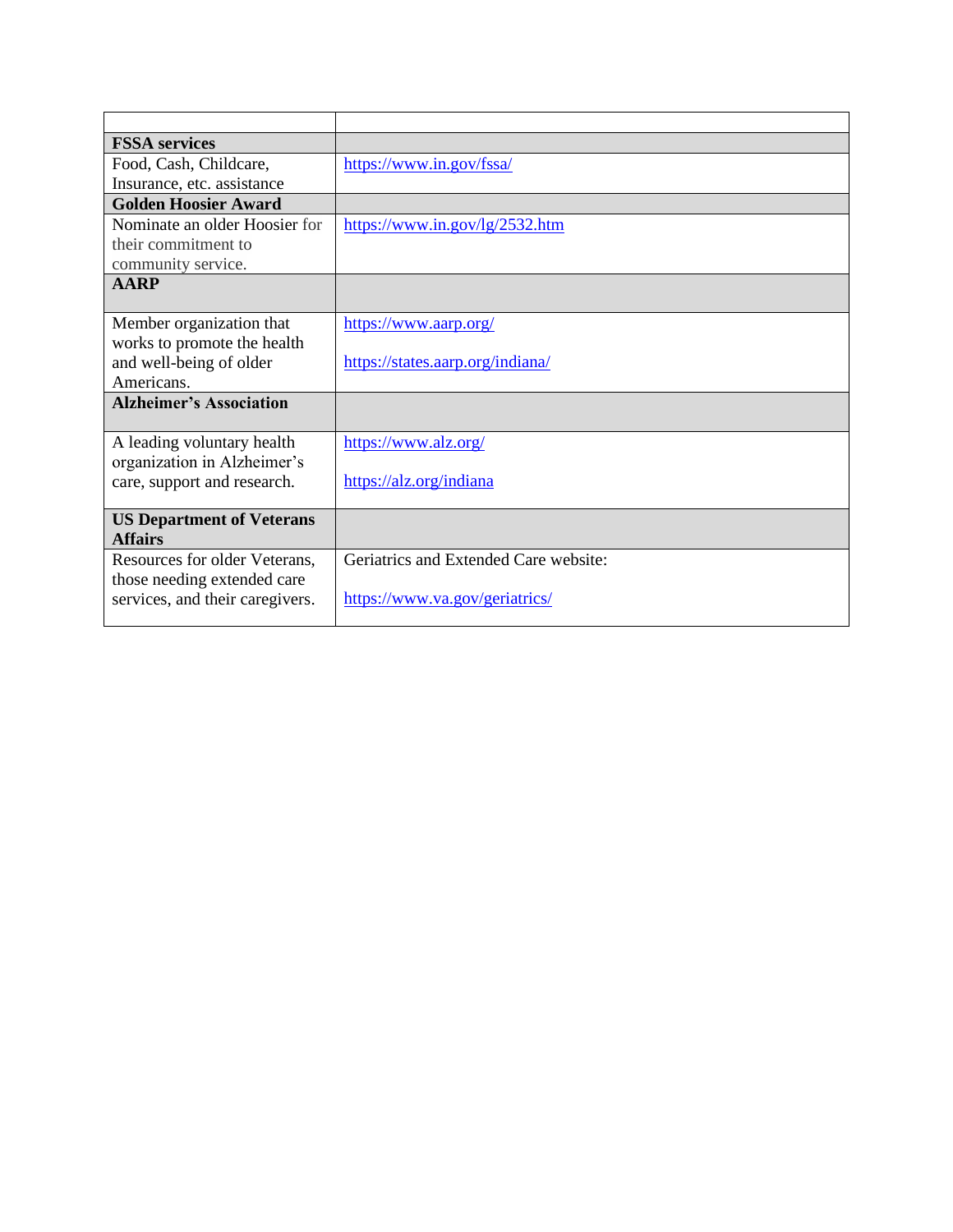| | |
|---|---|
| **FSSA services** | |
| Food, Cash, Childcare, Insurance, etc. assistance | https://www.in.gov/fssa/ |
| **Golden Hoosier Award** | |
| Nominate an older Hoosier for their commitment to community service. | https://www.in.gov/lg/2532.htm |
| **AARP** | |
| Member organization that works to promote the health and well-being of older Americans. | https://www.aarp.org/<br><br>https://states.aarp.org/indiana/ |
| **Alzheimer's Association** | |
| A leading voluntary health organization in Alzheimer's care, support and research. | https://www.alz.org/<br><br>https://alz.org/indiana |
| **US Department of Veterans Affairs** | |
| Resources for older Veterans, those needing extended care services, and their caregivers. | Geriatrics and Extended Care website:<br><br>https://www.va.gov/geriatrics/ |